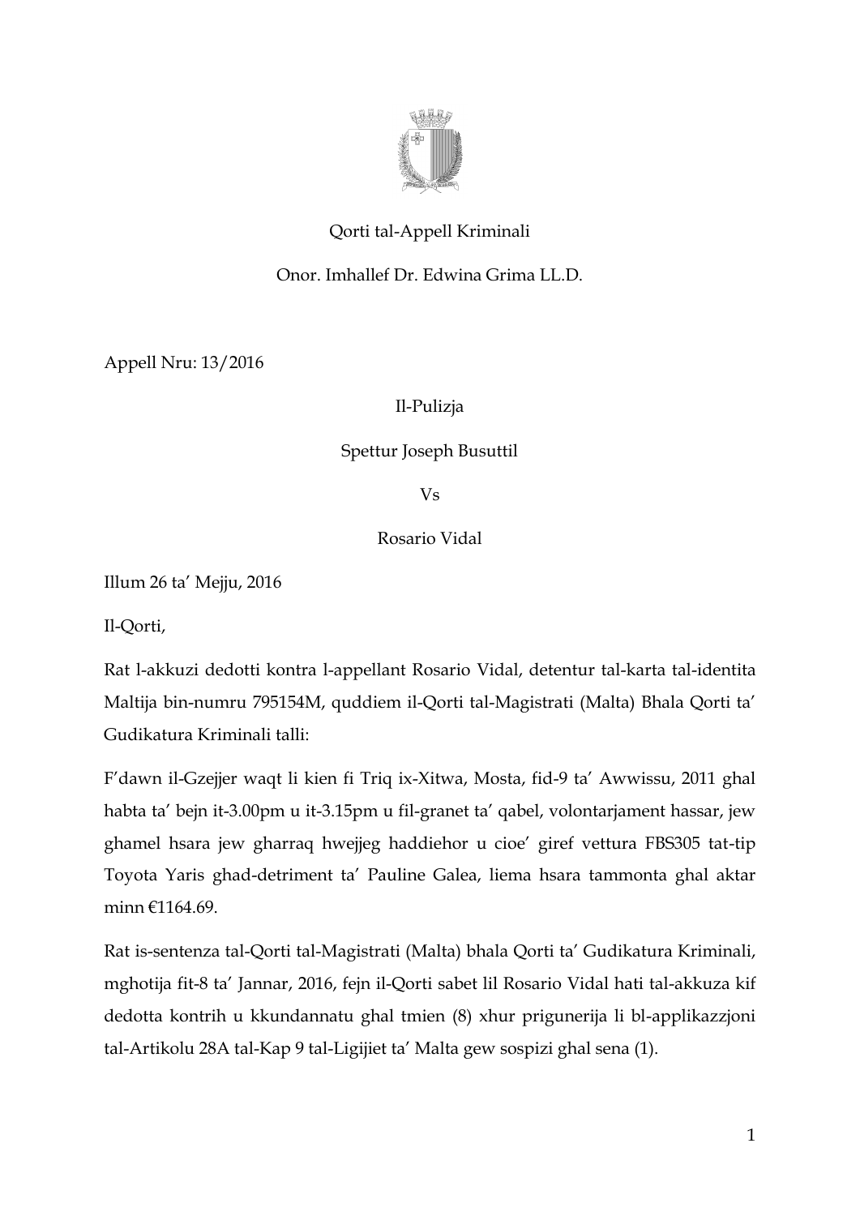Qorti tal-Appell Kriminali

Onor. Imhallef Dr. Edwina Grima LL.D.

Appell Nru: 13/2016

Il-Pulizja

Spettur Joseph Busuttil

Vs

Rosario Vidal

Illum 26 ta' Mejju, 2016

Il-Qorti,

Rat l-akkuzi dedotti kontra l-appellant Rosario Vidal, detentur tal-karta tal-identita Maltija bin-numru 795154M, quddiem il-Qorti tal-Magistrati (Malta) Bhala Qorti ta' Gudikatura Kriminali talli:

F'dawn il-Gzejjer waqt li kien fi Triq ix-Xitwa, Mosta, fid-9 ta' Awwissu, 2011 ghal habta ta' bejn it-3.00pm u it-3.15pm u fil-granet ta' qabel, volontarjament hassar, jew ghamel hsara jew gharraq hwejjeg haddiehor u cioe' giref vettura FBS305 tat-tip Toyota Yaris ghad-detriment ta' Pauline Galea, liema hsara tammonta ghal aktar minn €1164.69.

Rat is-sentenza tal-Qorti tal-Magistrati (Malta) bhala Qorti ta' Gudikatura Kriminali, mghotija fit-8 ta' Jannar, 2016, fejn il-Qorti sabet lil Rosario Vidal hati tal-akkuza kif dedotta kontrih u kkundannatu ghal tmien (8) xhur priguneria li bl-applikazzjoni tal-Artikolu 28A tal-Kap 9 tal-Ligijiet ta' Malta gew sospizi ghal sena (1).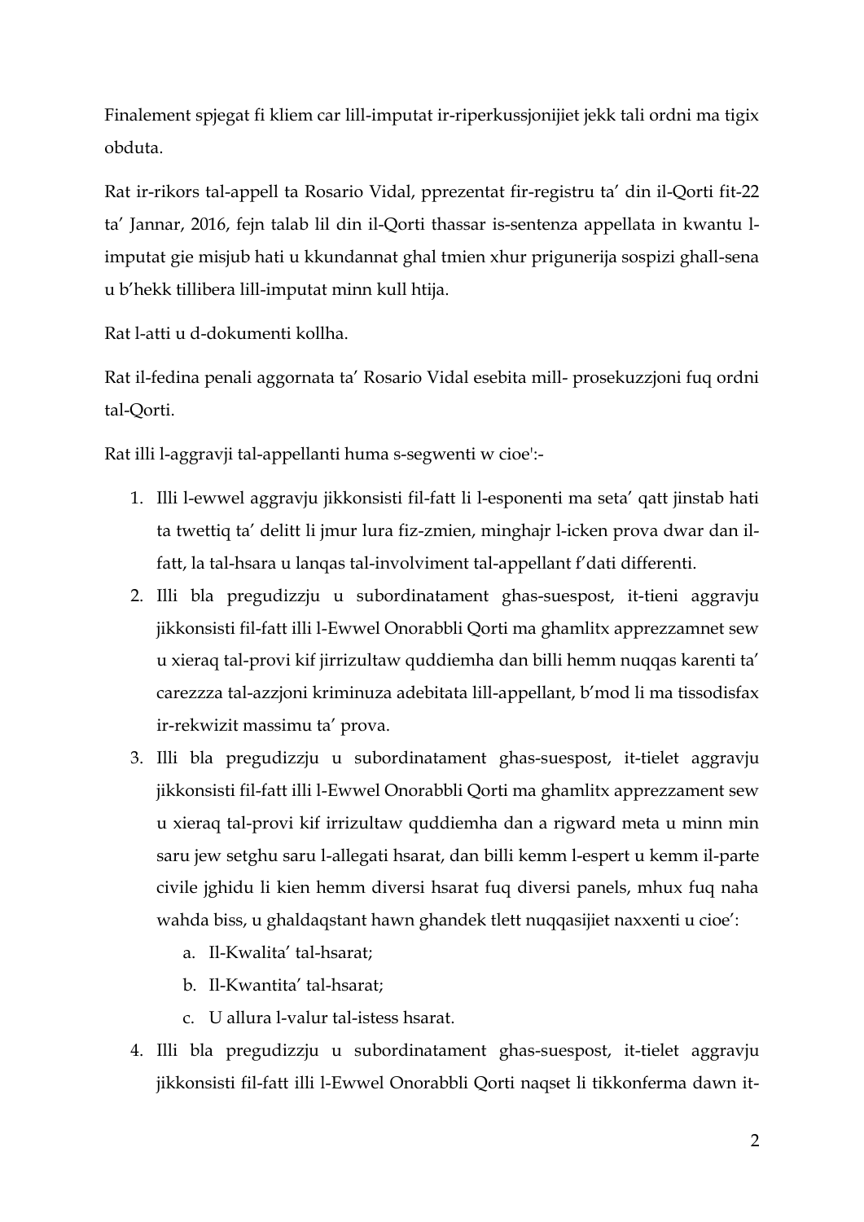Finalement spjegat fi kliem car lill-imputat ir-riperkussjonijiet jekk tali ordni ma tigix obduta.

Rat ir-rikors tal-appell ta Rosario Vidal, pprezentat fir-registru ta' din il-Qorti fit-22 ta' Jannar, 2016, fejn talab lil din il-Qorti thassar is-sentenza appellata in kwantu l-imputat gie misjub hati u kkundannat ghal tmien xhur prigunerija sospizi ghall-sena u b'hekk tillibera lill-imputat minn kull htija.

Rat l-atti u d-dokumenti kollha.

Rat il-fedina penali aggornata ta' Rosario Vidal esebita mill- prosekuzzjoni fuq ordni tal-Qorti.

Rat illi l-aggravji tal-appellanti huma s-segwenti w cioe':-

1. Illi l-ewwel aggravju jikkonsisti fil-fatt li l-esponenti ma seta' qatt jinstab hati ta twettiq ta' delitt li jmur lura fiz-zmien, minghajr l-icken prova dwar dan il-fatt, la tal-hsara u lanqas tal-involviment tal-appellant f'dati differenti.
2. Illi bla pregudizzju u subordinatament ghas-suespost, it-tieni aggravju jikkonsisti fil-fatt illi l-Ewwel Onorabbli Qorti ma ghamlitx apprezzamnet sew u xieraq tal-provi kif jirrizultaw quddiemha dan billi hemm nuqqas karenti ta' carezzza tal-azzjoni kriminuza adebitata lill-appellant, b'mod li ma tissodisfax ir-rekwizit massimu ta' prova.
3. Illi bla pregudizzju u subordinatament ghas-suespost, it-tielet aggravju jikkonsisti fil-fatt illi l-Ewwel Onorabbli Qorti ma ghamlitx apprezzament sew u xieraq tal-provi kif irrizultaw quddiemha dan a rigward meta u minn min saru jew setghu saru l-allegati hsarat, dan billi kemm l-espert u kemm il-parte civile jghidu li kien hemm diversi hsarat fuq diversi panels, mhux fuq naha wahda biss, u ghaldaqstant hawn ghandek tlett nuqqasijiet naxxenti u cioe':
   a. Il-Kwalita' tal-hsarat;
   b. Il-Kwantita' tal-hsarat;
   c. U allura l-valur tal-istess hsarat.
4. Illi bla pregudizzju u subordinatament ghas-suespost, it-tielet aggravju jikkonsisti fil-fatt illi l-Ewwel Onorabbli Qorti naqset li tikkonferma dawn it-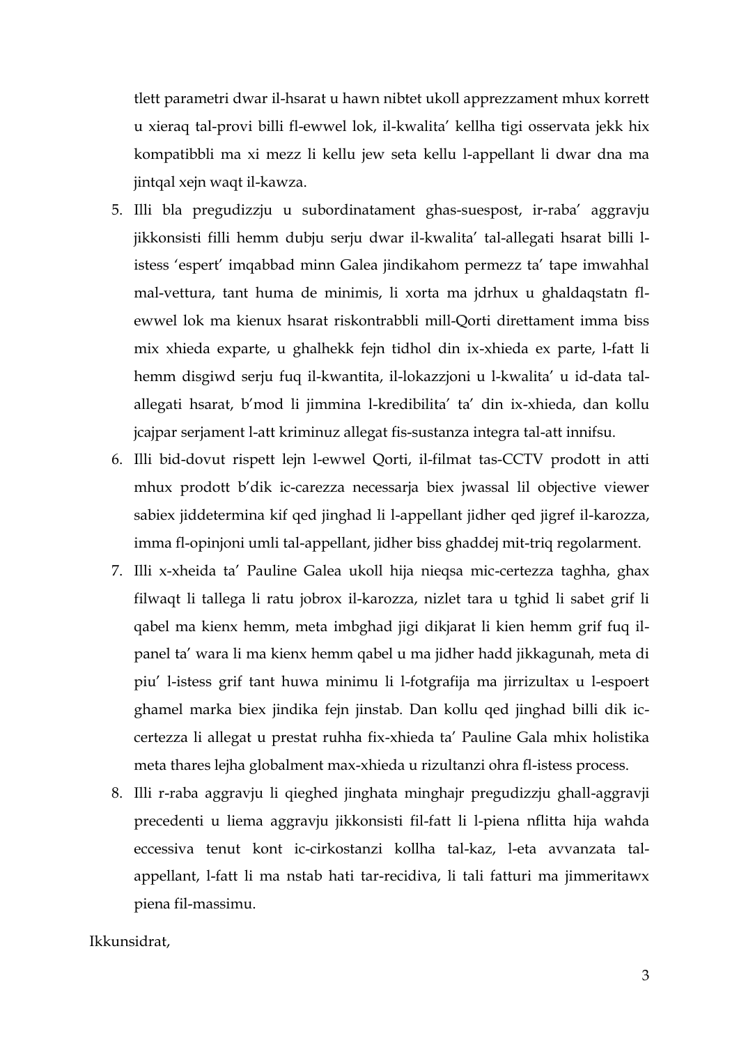tlett parametri dwar il-hsarat u hawn nibtet ukoll apprezzament mhux korrett u xieraq tal-provi billi fl-ewwel lok, il-kwalita' kellha tigi osservata jekk hix kompatibbli ma xi mezz li kellu jew seta kellu l-appellant li dwar dna ma jintqal xejn waqt il-kawza.

5. Illi bla pregudizzju u subordinatament ghas-suespost, ir-raba' aggravju jikkonsisti filli hemm dubju serju dwar il-kwalita' tal-allegati hsarat billi l-istess 'espert' imqabbad minn Galea jindikahom permezz ta' tape imwahhal mal-vettura, tant huma de minimis, li xorta ma jdrhux u ghaldaqstatn fl-ewwel lok ma kienux hsarat riskontrabbli mill-Qorti direttament imma biss mix xhieda exparte, u ghalhekk fejn tidhol din ix-xhieda ex parte, l-fatt li hemm disgiwd serju fuq il-kwantita, il-lokazzjoni u l-kwalita' u id-data tal-allegati hsarat, b'mod li jimmina l-kredibilita' ta' din ix-xhieda, dan kollu jcajpar serjament l-att kriminuz allegat fis-sustanza integra tal-att innifsu.
6. Illi bid-dovut rispett lejn l-ewwel Qorti, il-filmat tas-CCTV prodott in atti mhux prodott b'dik ic-carezza necessarja biex jwassal lil objective viewer sabiex jiddetermina kif qed jinghad li l-appellant jidher qed jigref il-karozza, imma fl-opinjoni umli tal-appellant, jidher biss ghaddej mit-triq regolarment.
7. Illi x-xheida ta' Pauline Galea ukoll hija nieqsa mic-certezza taghha, ghax filwaqt li tallega li ratu jobrox il-karozza, nizlet tara u tghid li sabet grif li qabel ma kienx hemm, meta imbghad jigi dikjarat li kien hemm grif fuq il-panel ta' wara li ma kienx hemm qabel u ma jidher hadd jikkagunah, meta di piu' l-istess grif tant huwa minimu li l-fotgrafija ma jirrizultax u l-espoert ghamel marka biex jindika fejn jinstab. Dan kollu qed jinghad billi dik ic-certezza li allegat u prestat ruhha fix-xhieda ta' Pauline Gala mhix holistika meta thares lejha globalment max-xhieda u rizultanzi ohra fl-istess process.
8. Illi r-raba aggravju li qieghed jinghata minghajr pregudizzju ghall-aggravji precedenti u liema aggravju jikkonsisti fil-fatt li l-piena nflitta hija wahda eccessiva tenut kont ic-cirkostanzi kollha tal-kaz, l-eta avvanzata tal-appellant, l-fatt li ma nstab hati tar-recidiva, li tali fatturi ma jimmeritawx piena fil-massimu.

Ikkunsidrat,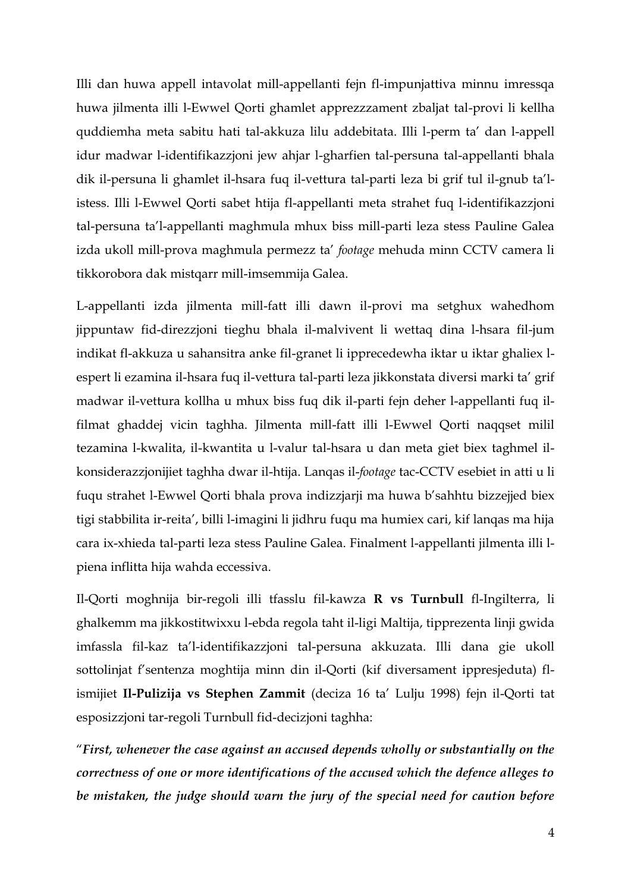Illi dan huwa appell intavolat mill-appellanti fejn fl-impunjattiva minnu imressqa huwa jilmenta illi l-Ewwel Qorti ghamlet apprezzzament zbaljat tal-provi li kellha quddiemha meta sabitu hati tal-akkuza lilu addebitata. Illi l-perm ta' dan l-appell idur madwar l-identifikazzjoni jew ahjar l-gharfien tal-persuna tal-appellanti bhala dik il-persuna li ghamlet il-hsara fuq il-vettura tal-parti leza bi grif tul il-gnub ta'l-istess. Illi l-Ewwel Qorti sabet htija fl-appellanti meta strahet fuq l-identifikazzjoni tal-persuna ta'l-appellanti maghmula mhux biss mill-parti leza stess Pauline Galea izda ukoll mill-prova maghmula permezz ta' *footage* mehuda minn CCTV camera li tikkorobora dak mistqarr mill-imsemmija Galea.

L-appellanti izda jilmenta mill-fatt illi dawn il-provi ma setghux wahedhom jippuntaw fid-direzzjoni tieghu bhala il-malvivent li wettaq dina l-hsara fil-jum indikat fl-akkuza u sahansitra anke fil-granet li ipprecedewha iktar u iktar ghaliex l-espert li ezamina il-hsara fuq il-vettura tal-parti leza jikkonstata diversi marki ta' grif madwar il-vettura kollha u mhux biss fuq dik il-parti fejn deher l-appellanti fuq il-filmat ghaddej vicin taghha. Jilmenta mill-fatt illi l-Ewwel Qorti naqqset milil tezamina l-kwalita, il-kwantita u l-valur tal-hsara u dan meta giet biex taghmel il-konsiderazzjonijiet taghha dwar il-htija. Lanqas il-*footage* tac-CCTV esebiet in atti u li fuqu strahet l-Ewwel Qorti bhala prova indizzjarji ma huwa b'sahhtu bizzejjed biex tigi stabbilita ir-reita', billi l-imagini li jidhru fuqu ma humiex cari, kif lanqas ma hija cara ix-xhieda tal-parti leza stess Pauline Galea. Finalment l-appellanti jilmenta illi l-piena inflitta hija wahda eccessiva.

Il-Qorti moghnija bir-regoli illi tfasslu fil-kawza **R vs Turnbull** fl-Ingilterra, li ghalkemm ma jikkostitwixxu l-ebda regola taht il-ligi Maltija, tipprezenta linji gwida imfassla fil-kaz ta'l-identifikazzjoni tal-persuna akkuzata. Illi dana gie ukoll sottolinjat f'sentenza moghtija minn din il-Qorti (kif diversament ippresjeduta) fl-ismijiet **Il-Pulizija vs Stephen Zammit** (deciza 16 ta' Lulju 1998) fejn il-Qorti tat esposizzjoni tar-regoli Turnbull fid-decizjoni taghha:

"***First, whenever the case against an accused depends wholly or substantially on the correctness of one or more identifications of the accused which the defence alleges to be mistaken, the judge should warn the jury of the special need for caution before***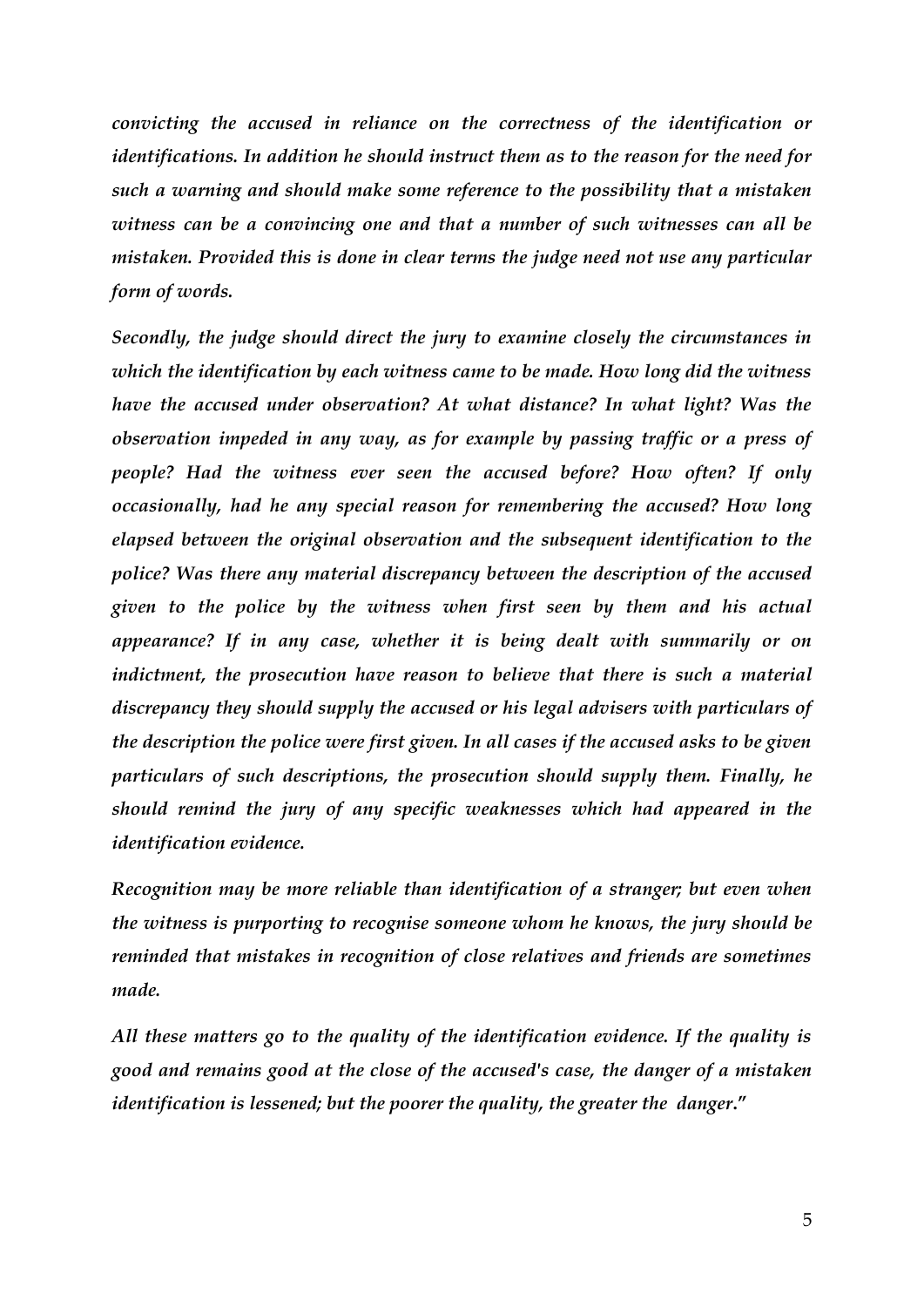*convicting the accused in reliance on the correctness of the identification or identifications. In addition he should instruct them as to the reason for the need for such a warning and should make some reference to the possibility that a mistaken witness can be a convincing one and that a number of such witnesses can all be mistaken. Provided this is done in clear terms the judge need not use any particular form of words.*

*Secondly, the judge should direct the jury to examine closely the circumstances in which the identification by each witness came to be made. How long did the witness have the accused under observation? At what distance? In what light? Was the observation impeded in any way, as for example by passing traffic or a press of people? Had the witness ever seen the accused before? How often? If only occasionally, had he any special reason for remembering the accused? How long elapsed between the original observation and the subsequent identification to the police? Was there any material discrepancy between the description of the accused given to the police by the witness when first seen by them and his actual appearance? If in any case, whether it is being dealt with summarily or on indictment, the prosecution have reason to believe that there is such a material discrepancy they should supply the accused or his legal advisers with particulars of the description the police were first given. In all cases if the accused asks to be given particulars of such descriptions, the prosecution should supply them. Finally, he should remind the jury of any specific weaknesses which had appeared in the identification evidence.*

*Recognition may be more reliable than identification of a stranger; but even when the witness is purporting to recognise someone whom he knows, the jury should be reminded that mistakes in recognition of close relatives and friends are sometimes made.*

*All these matters go to the quality of the identification evidence. If the quality is good and remains good at the close of the accused's case, the danger of a mistaken identification is lessened; but the poorer the quality, the greater the danger."*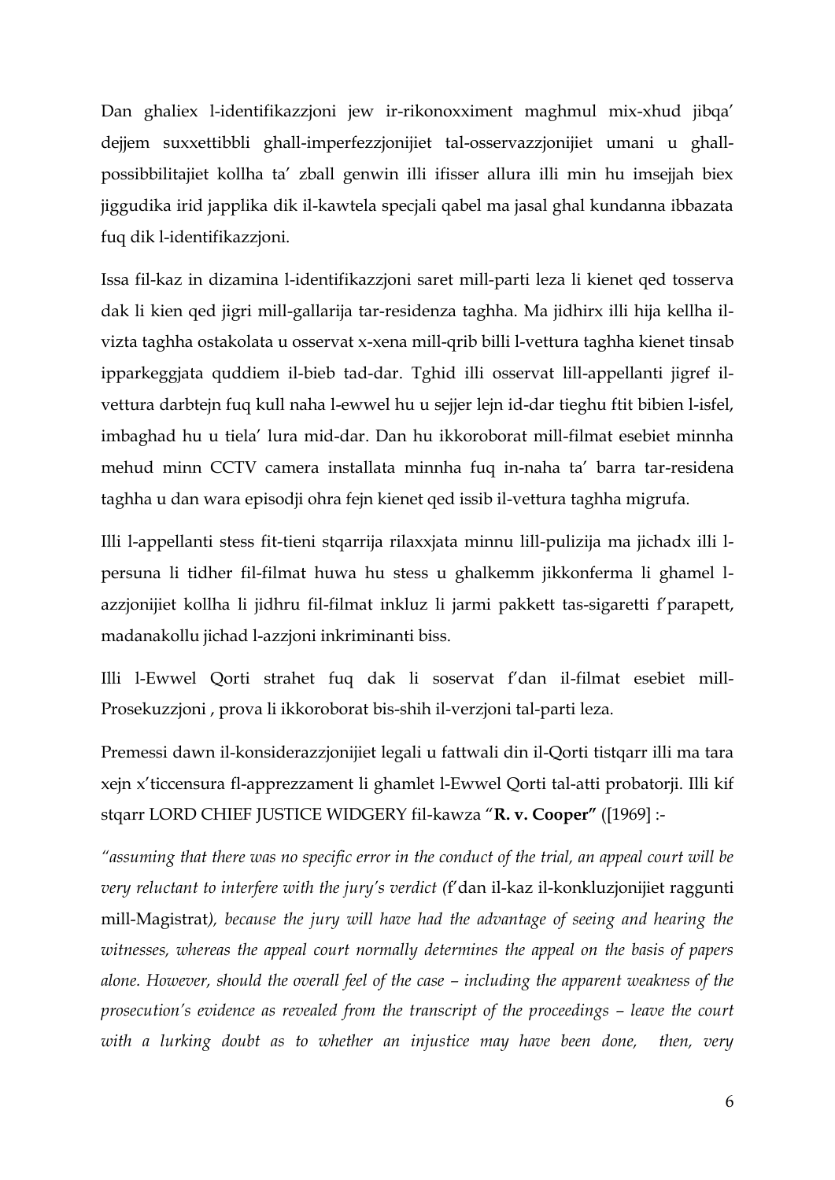Dan ghaliex l-identifikazzjoni jew ir-rikonoxximent maghmul mix-xhud jibqa' dejjem suxxettibbli ghall-imperfezzjonijiet tal-osservazzjonijiet umani u ghall-possibbilitajiet kollha ta' zball genwin illi ifisser allura illi min hu imsejjah biex jiggudika irid japplika dik il-kawtela specjali qabel ma jasal ghal kundanna ibbazata fuq dik l-identifikazzjoni.

Issa fil-kaz in dizamina l-identifikazzjoni saret mill-parti leza li kienet qed tosserva dak li kien qed jigri mill-gallarija tar-residenza taghha. Ma jidhirx illi hija kellha il-vizta taghha ostakolata u osservat x-xena mill-qrib billi l-vettura taghha kienet tinsab ipparkeggjata quddiem il-bieb tad-dar. Tghid illi osservat lill-appellanti jigref il-vettura darbtejn fuq kull naha l-ewwel hu u sejjer lejn id-dar tieghu ftit bibien l-isfel, imbaghad hu u tiela' lura mid-dar. Dan hu ikkoroborat mill-filmat esebiet minnha mehud minn CCTV camera installata minnha fuq in-naha ta' barra tar-residena taghha u dan wara episodji ohra fejn kienet qed issib il-vettura taghha migrufa.

Illi l-appellanti stess fit-tieni stqarrija rilaxxjata minnu lill-pulizija ma jichadx illi l-persuna li tidher fil-filmat huwa hu stess u ghalkemm jikkonferma li ghamel l-azzjonijiet kollha li jidhru fil-filmat inkluz li jarmi pakkett tas-sigaretti f'parapett, madanakollu jichad l-azzjoni inkriminanti biss.

Illi l-Ewwel Qorti strahet fuq dak li soservat f'dan il-filmat esebiet mill-Prosekuzzjoni , prova li ikkoroborat bis-shih il-verzjoni tal-parti leza.

Premessi dawn il-konsiderazzjonijiet legali u fattwali din il-Qorti tistqarr illi ma tara xejn x'ticcensura fl-apprezzament li ghamlet l-Ewwel Qorti tal-atti probatorji. Illi kif stqarr LORD CHIEF JUSTICE WIDGERY fil-kawza "**R. v. Cooper"** ([1969] :-

*"assuming that there was no specific error in the conduct of the trial, an appeal court will be very reluctant to interfere with the jury's verdict (*f'dan il-kaz il-konkluzjonijiet raggunti mill-Magistrat*), because the jury will have had the advantage of seeing and hearing the witnesses, whereas the appeal court normally determines the appeal on the basis of papers alone. However, should the overall feel of the case – including the apparent weakness of the prosecution's evidence as revealed from the transcript of the proceedings – leave the court with a lurking doubt as to whether an injustice may have been done, then, very*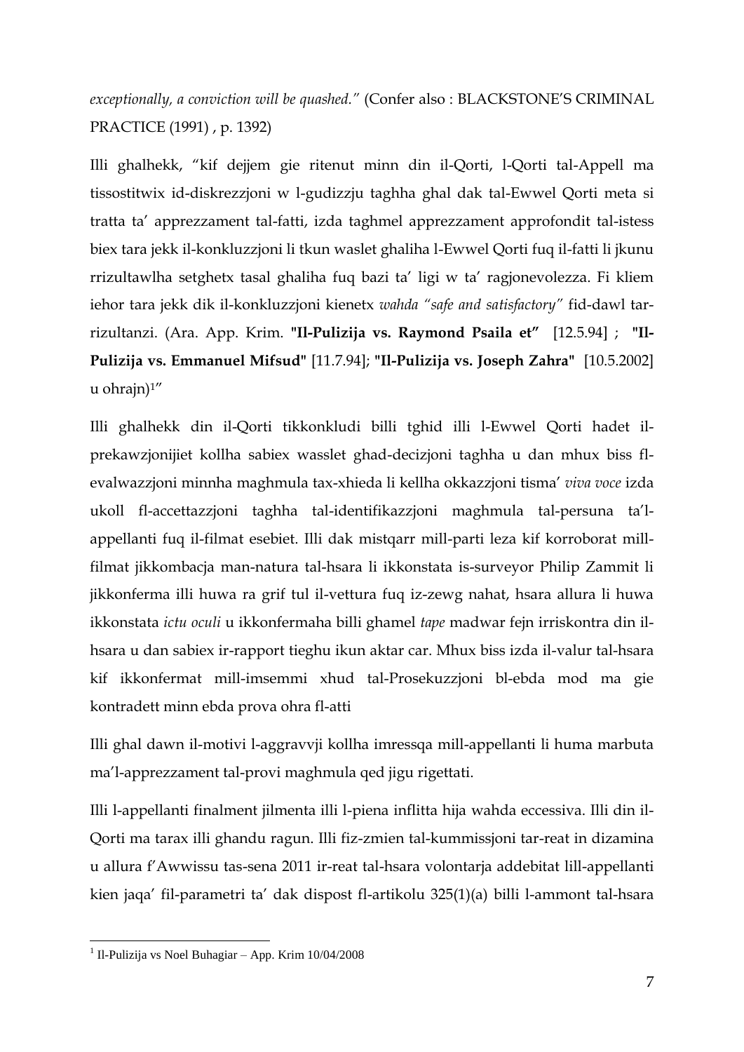*exceptionally, a conviction will be quashed."* (Confer also : BLACKSTONE'S CRIMINAL PRACTICE (1991) , p. 1392)

Illi ghalhekk, "kif dejjem gie ritenut minn din il-Qorti, l-Qorti tal-Appell ma tissostitwix id-diskrezzjoni w l-gudizzju taghha ghal dak tal-Ewwel Qorti meta si tratta ta' apprezzament tal-fatti, izda taghmel apprezzament approfondit tal-istess biex tara jekk il-konkluzzjoni li tkun waslet ghaliha l-Ewwel Qorti fuq il-fatti li jkunu rrizultawlha setghetx tasal ghaliha fuq bazi ta' ligi w ta' ragjonevolezza. Fi kliem iehor tara jekk dik il-konkluzzjoni kienetx *wahda "safe and satisfactory"* fid-dawl tar-rizultanzi. (Ara. App. Krim. **"Il-Pulizija vs. Raymond Psaila et"** [12.5.94] ; **"Il-Pulizija vs. Emmanuel Mifsud"** [11.7.94]; **"Il-Pulizija vs. Joseph Zahra"** [10.5.2002] u ohrajn)[1]"

Illi ghalhekk din il-Qorti tikkonkludi billi tghid illi l-Ewwel Qorti hadet il-prekawzjonijiet kollha sabiex wasslet ghad-decizjoni taghha u dan mhux biss fl-evalwazzjoni minnha maghmula tax-xhieda li kellha okkazzjoni tisma' *viva voce* izda ukoll fl-accettazzjoni taghha tal-identifikazzjoni maghmula tal-persuna ta'l-appellanti fuq il-filmat esebiet. Illi dak mistqarr mill-parti leza kif korroborat mill-filmat jikkombacja man-natura tal-hsara li ikkonstata is-surveyor Philip Zammit li jikkonferma illi huwa ra grif tul il-vettura fuq iz-zewg nahat, hsara allura li huwa ikkonstata *ictu oculi* u ikkonfermaha billi ghamel *tape* madwar fejn irriskontra din il-hsara u dan sabiex ir-rapport tieghu ikun aktar car. Mhux biss izda il-valur tal-hsara kif ikkonfermat mill-imsemmi xhud tal-Prosekuzzjoni bl-ebda mod ma gie kontradett minn ebda prova ohra fl-atti

Illi ghal dawn il-motivi l-aggravvji kollha imressqa mill-appellanti li huma marbuta ma'l-apprezzament tal-provi maghmula qed jigu rigettati.

Illi l-appellanti finalment jilmenta illi l-piena inflitta hija wahda eccessiva. Illi din il-Qorti ma tarax illi ghandu ragun. Illi fiz-zmien tal-kummissjoni tar-reat in dizamina u allura f'Awwissu tas-sena 2011 ir-reat tal-hsara volontarja addebitat lill-appellanti kien jaqa' fil-parametri ta' dak dispost fl-artikolu 325(1)(a) billi l-ammont tal-hsara

---

[1] Il-Pulizija vs Noel Buhagiar – App. Krim 10/04/2008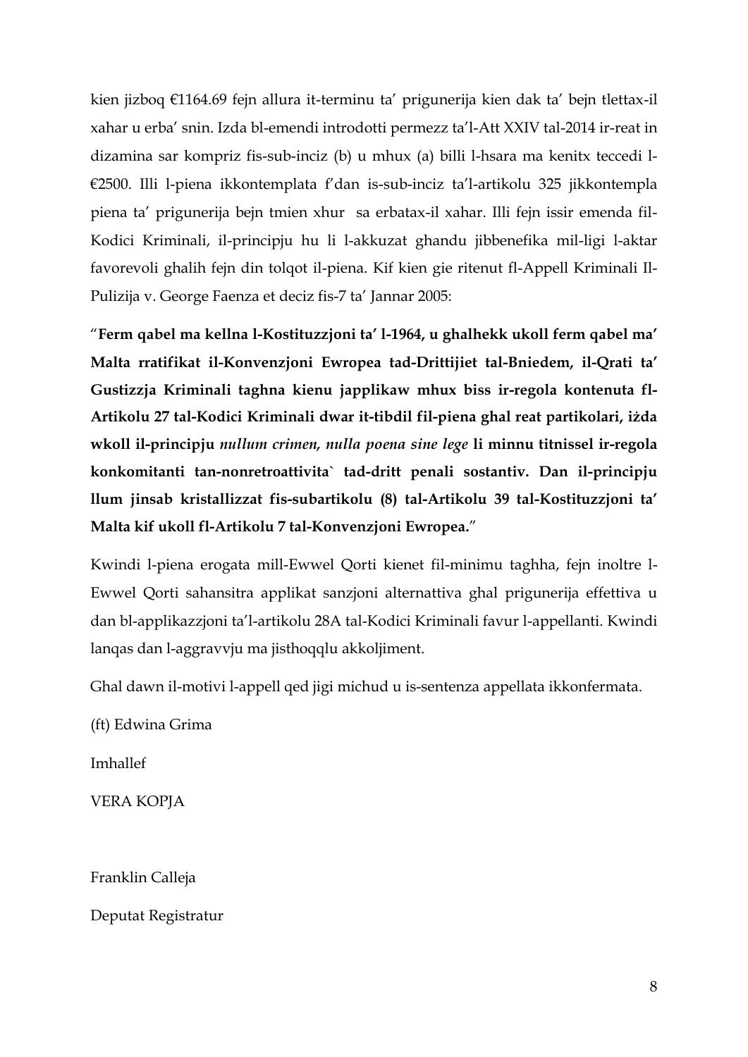kien jizboq €1164.69 fejn allura it-terminu ta' prigunerija kien dak ta' bejn tlettax-il xahar u erba' snin. Izda bl-emendi introdotti permezz ta'l-Att XXIV tal-2014 ir-reat in dizamina sar kompriz fis-sub-inciz (b) u mhux (a) billi l-hsara ma kenitx teccedi l-€2500. Illi l-piena ikkontemplata f'dan is-sub-inciz ta'l-artikolu 325 jikkontempla piena ta' prigunerija bejn tmien xhur sa erbatax-il xahar. Illi fejn issir emenda fil-Kodici Kriminali, il-principju hu li l-akkuzat ghandu jibbenefika mil-ligi l-aktar favorevoli ghalih fejn din tolqot il-piena. Kif kien gie ritenut fl-Appell Kriminali Il-Pulizija v. George Faenza et deciz fis-7 ta' Jannar 2005:

"**Ferm qabel ma kellna l-Kostituzzjoni ta' l-1964, u ghalhekk ukoll ferm qabel ma' Malta rratifikat il-Konvenzjoni Ewropea tad-Drittijiet tal-Bniedem, il-Qrati ta' Gustizzja Kriminali taghna kienu japplikaw mhux biss ir-regola kontenuta fl-Artikolu 27 tal-Kodici Kriminali dwar it-tibdil fil-piena ghal reat partikolari, iżda wkoll il-principju *nullum crimen, nulla poena sine lege* li minnu titnissel ir-regola konkomitanti tan-nonretroattivita` tad-dritt penali sostantiv. Dan il-principju llum jinsab kristallizzat fis-subartikolu (8) tal-Artikolu 39 tal-Kostituzzjoni ta' Malta kif ukoll fl-Artikolu 7 tal-Konvenzjoni Ewropea.**"

Kwindi l-piena erogata mill-Ewwel Qorti kienet fil-minimu taghha, fejn inoltre l-Ewwel Qorti sahansitra applikat sanzjoni alternattiva ghal prigunerija effettiva u dan bl-applikazzjoni ta'l-artikolu 28A tal-Kodici Kriminali favur l-appellanti. Kwindi lanqas dan l-aggravvju ma jisthoqqlu akkoljiment.

Ghal dawn il-motivi l-appell qed jigi michud u is-sentenza appellata ikkonfermata.

(ft) Edwina Grima

Imhallef

VERA KOPJA

Franklin Calleja

Deputat Registratur